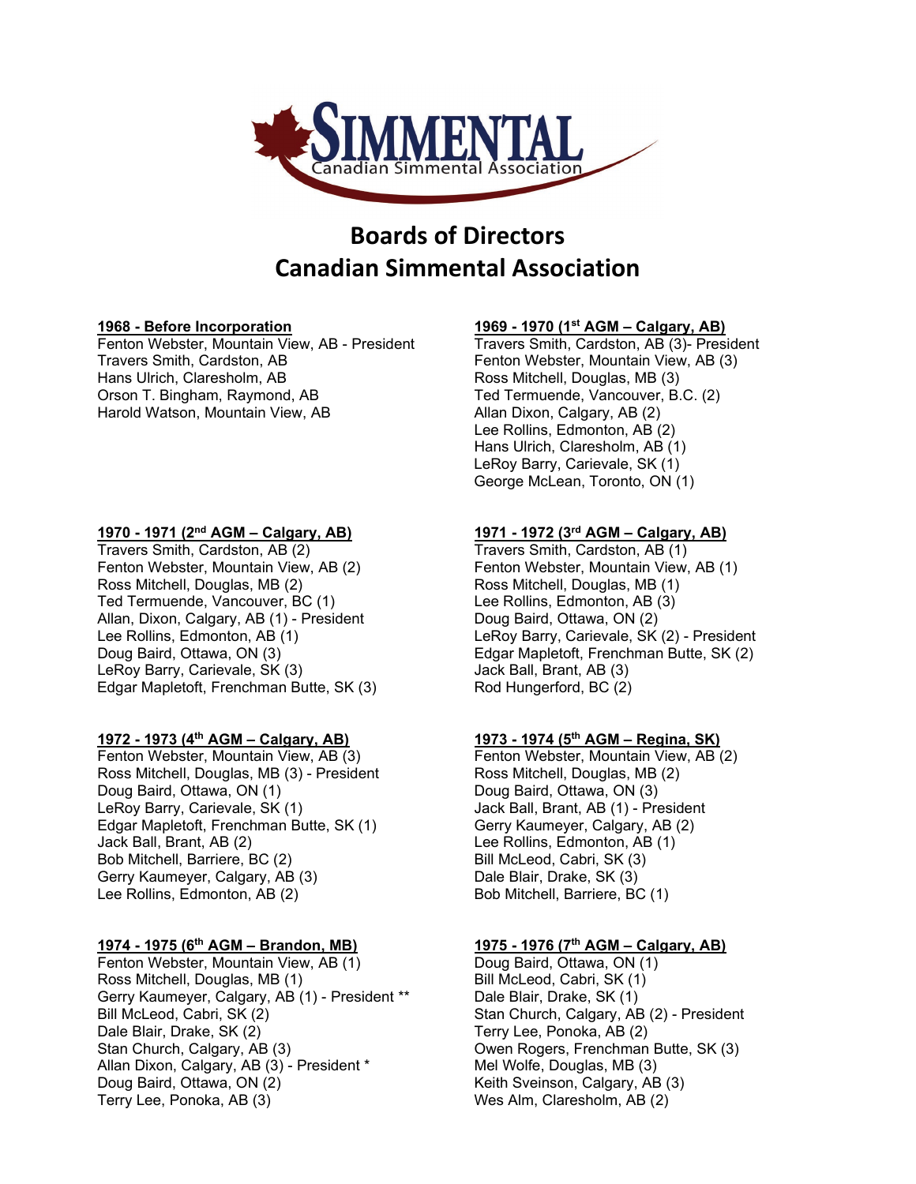# Boards of Directors
# Canadian Simmental Association

**1968 - Before Incorporation**

Fenton Webster, Mountain View, AB - President
Travers Smith, Cardston, AB
Hans Ulrich, Claresholm, AB
Orson T. Bingham, Raymond, AB
Harold Watson, Mountain View, AB

**1969 - 1970 (1st AGM – Calgary, AB)**

Travers Smith, Cardston, AB (3)- President
Fenton Webster, Mountain View, AB (3)
Ross Mitchell, Douglas, MB (3)
Ted Termuende, Vancouver, B.C. (2)
Allan Dixon, Calgary, AB (2)
Lee Rollins, Edmonton, AB (2)
Hans Ulrich, Claresholm, AB (1)
LeRoy Barry, Carievale, SK (1)
George McLean, Toronto, ON (1)

**1970 - 1971 (2nd AGM – Calgary, AB)**

Travers Smith, Cardston, AB (2)
Fenton Webster, Mountain View, AB (2)
Ross Mitchell, Douglas, MB (2)
Ted Termuende, Vancouver, BC (1)
Allan, Dixon, Calgary, AB (1) - President
Lee Rollins, Edmonton, AB (1)
Doug Baird, Ottawa, ON (3)
LeRoy Barry, Carievale, SK (3)
Edgar Mapletoft, Frenchman Butte, SK (3)

**1971 - 1972 (3rd AGM – Calgary, AB)**

Travers Smith, Cardston, AB (1)
Fenton Webster, Mountain View, AB (1)
Ross Mitchell, Douglas, MB (1)
Lee Rollins, Edmonton, AB (3)
Doug Baird, Ottawa, ON (2)
LeRoy Barry, Carievale, SK (2) - President
Edgar Mapletoft, Frenchman Butte, SK (2)
Jack Ball, Brant, AB (3)
Rod Hungerford, BC (2)

**1972 - 1973 (4th AGM – Calgary, AB)**

Fenton Webster, Mountain View, AB (3)
Ross Mitchell, Douglas, MB (3) - President
Doug Baird, Ottawa, ON (1)
LeRoy Barry, Carievale, SK (1)
Edgar Mapletoft, Frenchman Butte, SK (1)
Jack Ball, Brant, AB (2)
Bob Mitchell, Barriere, BC (2)
Gerry Kaumeyer, Calgary, AB (3)
Lee Rollins, Edmonton, AB (2)

**1973 - 1974 (5th AGM – Regina, SK)**

Fenton Webster, Mountain View, AB (2)
Ross Mitchell, Douglas, MB (2)
Doug Baird, Ottawa, ON (3)
Jack Ball, Brant, AB (1) - President
Gerry Kaumeyer, Calgary, AB (2)
Lee Rollins, Edmonton, AB (1)
Bill McLeod, Cabri, SK (3)
Dale Blair, Drake, SK (3)
Bob Mitchell, Barriere, BC (1)

**1974 - 1975 (6th AGM – Brandon, MB)**

Fenton Webster, Mountain View, AB (1)
Ross Mitchell, Douglas, MB (1)
Gerry Kaumeyer, Calgary, AB (1) - President **
Bill McLeod, Cabri, SK (2)
Dale Blair, Drake, SK (2)
Stan Church, Calgary, AB (3)
Allan Dixon, Calgary, AB (3) - President *
Doug Baird, Ottawa, ON (2)
Terry Lee, Ponoka, AB (3)

**1975 - 1976 (7th AGM – Calgary, AB)**

Doug Baird, Ottawa, ON (1)
Bill McLeod, Cabri, SK (1)
Dale Blair, Drake, SK (1)
Stan Church, Calgary, AB (2) - President
Terry Lee, Ponoka, AB (2)
Owen Rogers, Frenchman Butte, SK (3)
Mel Wolfe, Douglas, MB (3)
Keith Sveinson, Calgary, AB (3)
Wes Alm, Claresholm, AB (2)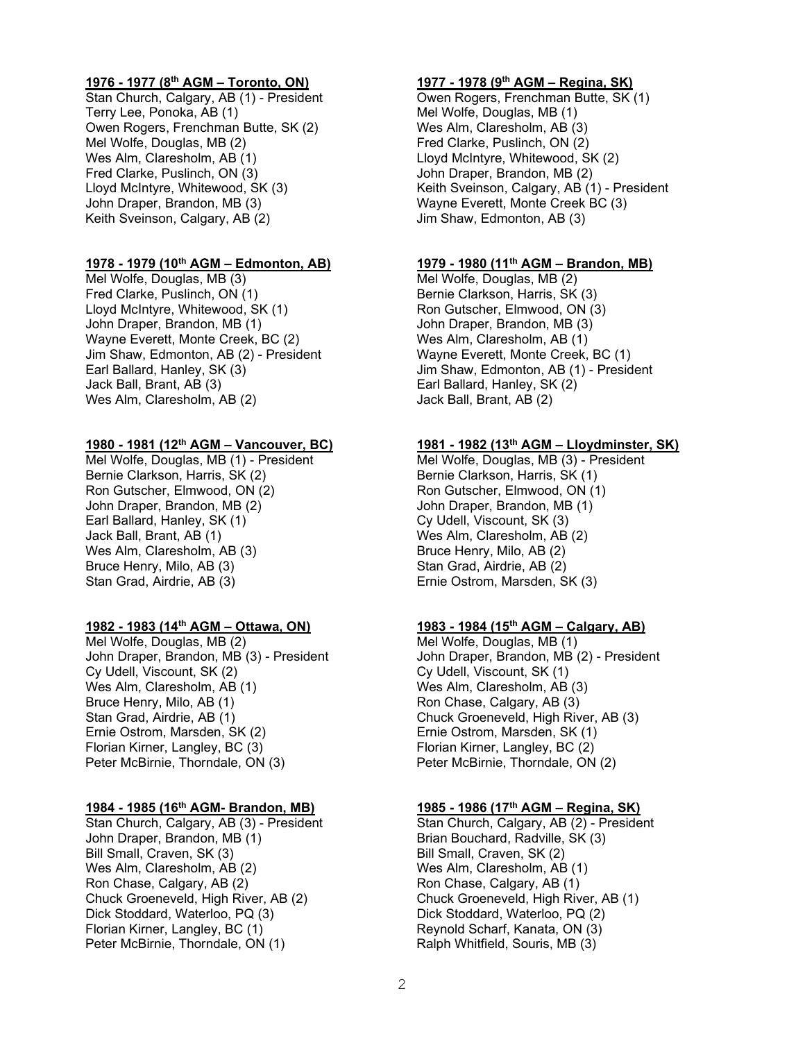**1976 - 1977 (8th AGM – Toronto, ON)**

Stan Church, Calgary, AB (1) - President
Terry Lee, Ponoka, AB (1)
Owen Rogers, Frenchman Butte, SK (2)
Mel Wolfe, Douglas, MB (2)
Wes Alm, Claresholm, AB (1)
Fred Clarke, Puslinch, ON (3)
Lloyd McIntyre, Whitewood, SK (3)
John Draper, Brandon, MB (3)
Keith Sveinson, Calgary, AB (2)

**1977 - 1978 (9th AGM – Regina, SK)**

Owen Rogers, Frenchman Butte, SK (1)
Mel Wolfe, Douglas, MB (1)
Wes Alm, Claresholm, AB (3)
Fred Clarke, Puslinch, ON (2)
Lloyd McIntyre, Whitewood, SK (2)
John Draper, Brandon, MB (2)
Keith Sveinson, Calgary, AB (1) - President
Wayne Everett, Monte Creek BC (3)
Jim Shaw, Edmonton, AB (3)

**1978 - 1979 (10th AGM – Edmonton, AB)**

Mel Wolfe, Douglas, MB (3)
Fred Clarke, Puslinch, ON (1)
Lloyd McIntyre, Whitewood, SK (1)
John Draper, Brandon, MB (1)
Wayne Everett, Monte Creek, BC (2)
Jim Shaw, Edmonton, AB (2) - President
Earl Ballard, Hanley, SK (3)
Jack Ball, Brant, AB (3)
Wes Alm, Claresholm, AB (2)

**1979 - 1980 (11th AGM – Brandon, MB)**

Mel Wolfe, Douglas, MB (2)
Bernie Clarkson, Harris, SK (3)
Ron Gutscher, Elmwood, ON (3)
John Draper, Brandon, MB (3)
Wes Alm, Claresholm, AB (1)
Wayne Everett, Monte Creek, BC (1)
Jim Shaw, Edmonton, AB (1) - President
Earl Ballard, Hanley, SK (2)
Jack Ball, Brant, AB (2)

**1980 - 1981 (12th AGM – Vancouver, BC)**

Mel Wolfe, Douglas, MB (1) - President
Bernie Clarkson, Harris, SK (2)
Ron Gutscher, Elmwood, ON (2)
John Draper, Brandon, MB (2)
Earl Ballard, Hanley, SK (1)
Jack Ball, Brant, AB (1)
Wes Alm, Claresholm, AB (3)
Bruce Henry, Milo, AB (3)
Stan Grad, Airdrie, AB (3)

**1981 - 1982 (13th AGM – Lloydminster, SK)**

Mel Wolfe, Douglas, MB (3) - President
Bernie Clarkson, Harris, SK (1)
Ron Gutscher, Elmwood, ON (1)
John Draper, Brandon, MB (1)
Cy Udell, Viscount, SK (3)
Wes Alm, Claresholm, AB (2)
Bruce Henry, Milo, AB (2)
Stan Grad, Airdrie, AB (2)
Ernie Ostrom, Marsden, SK (3)

**1982 - 1983 (14th AGM – Ottawa, ON)**

Mel Wolfe, Douglas, MB (2)
John Draper, Brandon, MB (3) - President
Cy Udell, Viscount, SK (2)
Wes Alm, Claresholm, AB (1)
Bruce Henry, Milo, AB (1)
Stan Grad, Airdrie, AB (1)
Ernie Ostrom, Marsden, SK (2)
Florian Kirner, Langley, BC (3)
Peter McBirnie, Thorndale, ON (3)

**1983 - 1984 (15th AGM – Calgary, AB)**

Mel Wolfe, Douglas, MB (1)
John Draper, Brandon, MB (2) - President
Cy Udell, Viscount, SK (1)
Wes Alm, Claresholm, AB (3)
Ron Chase, Calgary, AB (3)
Chuck Groeneveld, High River, AB (3)
Ernie Ostrom, Marsden, SK (1)
Florian Kirner, Langley, BC (2)
Peter McBirnie, Thorndale, ON (2)

**1984 - 1985 (16th AGM- Brandon, MB)**

Stan Church, Calgary, AB (3) - President
John Draper, Brandon, MB (1)
Bill Small, Craven, SK (3)
Wes Alm, Claresholm, AB (2)
Ron Chase, Calgary, AB (2)
Chuck Groeneveld, High River, AB (2)
Dick Stoddard, Waterloo, PQ (3)
Florian Kirner, Langley, BC (1)
Peter McBirnie, Thorndale, ON (1)

**1985 - 1986 (17th AGM – Regina, SK)**

Stan Church, Calgary, AB (2) - President
Brian Bouchard, Radville, SK (3)
Bill Small, Craven, SK (2)
Wes Alm, Claresholm, AB (1)
Ron Chase, Calgary, AB (1)
Chuck Groeneveld, High River, AB (1)
Dick Stoddard, Waterloo, PQ (2)
Reynold Scharf, Kanata, ON (3)
Ralph Whitfield, Souris, MB (3)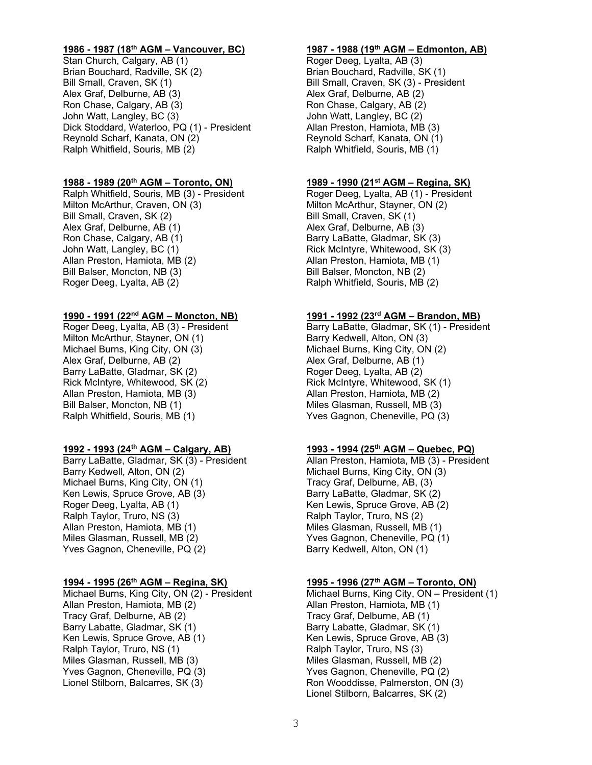**1986 - 1987 (18th AGM – Vancouver, BC)**

Stan Church, Calgary, AB (1)
Brian Bouchard, Radville, SK (2)
Bill Small, Craven, SK (1)
Alex Graf, Delburne, AB (3)
Ron Chase, Calgary, AB (3)
John Watt, Langley, BC (3)
Dick Stoddard, Waterloo, PQ (1) - President
Reynold Scharf, Kanata, ON (2)
Ralph Whitfield, Souris, MB (2)

**1987 - 1988 (19th AGM – Edmonton, AB)**

Roger Deeg, Lyalta, AB (3)
Brian Bouchard, Radville, SK (1)
Bill Small, Craven, SK (3) - President
Alex Graf, Delburne, AB (2)
Ron Chase, Calgary, AB (2)
John Watt, Langley, BC (2)
Allan Preston, Hamiota, MB (3)
Reynold Scharf, Kanata, ON (1)
Ralph Whitfield, Souris, MB (1)

**1988 - 1989 (20th AGM – Toronto, ON)**

Ralph Whitfield, Souris, MB (3) - President
Milton McArthur, Craven, ON (3)
Bill Small, Craven, SK (2)
Alex Graf, Delburne, AB (1)
Ron Chase, Calgary, AB (1)
John Watt, Langley, BC (1)
Allan Preston, Hamiota, MB (2)
Bill Balser, Moncton, NB (3)
Roger Deeg, Lyalta, AB (2)

**1989 - 1990 (21st AGM – Regina, SK)**

Roger Deeg, Lyalta, AB (1) - President
Milton McArthur, Stayner, ON (2)
Bill Small, Craven, SK (1)
Alex Graf, Delburne, AB (3)
Barry LaBatte, Gladmar, SK (3)
Rick McIntyre, Whitewood, SK (3)
Allan Preston, Hamiota, MB (1)
Bill Balser, Moncton, NB (2)
Ralph Whitfield, Souris, MB (2)

**1990 - 1991 (22nd AGM – Moncton, NB)**

Roger Deeg, Lyalta, AB (3) - President
Milton McArthur, Stayner, ON (1)
Michael Burns, King City, ON (3)
Alex Graf, Delburne, AB (2)
Barry LaBatte, Gladmar, SK (2)
Rick McIntyre, Whitewood, SK (2)
Allan Preston, Hamiota, MB (3)
Bill Balser, Moncton, NB (1)
Ralph Whitfield, Souris, MB (1)

**1991 - 1992 (23rd AGM – Brandon, MB)**

Barry LaBatte, Gladmar, SK (1) - President
Barry Kedwell, Alton, ON (3)
Michael Burns, King City, ON (2)
Alex Graf, Delburne, AB (1)
Roger Deeg, Lyalta, AB (2)
Rick McIntyre, Whitewood, SK (1)
Allan Preston, Hamiota, MB (2)
Miles Glasman, Russell, MB (3)
Yves Gagnon, Cheneville, PQ (3)

**1992 - 1993 (24th AGM – Calgary, AB)**

Barry LaBatte, Gladmar, SK (3) - President
Barry Kedwell, Alton, ON (2)
Michael Burns, King City, ON (1)
Ken Lewis, Spruce Grove, AB (3)
Roger Deeg, Lyalta, AB (1)
Ralph Taylor, Truro, NS (3)
Allan Preston, Hamiota, MB (1)
Miles Glasman, Russell, MB (2)
Yves Gagnon, Cheneville, PQ (2)

**1993 - 1994 (25th AGM – Quebec, PQ)**

Allan Preston, Hamiota, MB (3) - President
Michael Burns, King City, ON (3)
Tracy Graf, Delburne, AB, (3)
Barry LaBatte, Gladmar, SK (2)
Ken Lewis, Spruce Grove, AB (2)
Ralph Taylor, Truro, NS (2)
Miles Glasman, Russell, MB (1)
Yves Gagnon, Cheneville, PQ (1)
Barry Kedwell, Alton, ON (1)

**1994 - 1995 (26th AGM – Regina, SK)**

Michael Burns, King City, ON (2) - President
Allan Preston, Hamiota, MB (2)
Tracy Graf, Delburne, AB (2)
Barry Labatte, Gladmar, SK (1)
Ken Lewis, Spruce Grove, AB (1)
Ralph Taylor, Truro, NS (1)
Miles Glasman, Russell, MB (3)
Yves Gagnon, Cheneville, PQ (3)
Lionel Stilborn, Balcarres, SK (3)

**1995 - 1996 (27th AGM – Toronto, ON)**

Michael Burns, King City, ON – President (1)
Allan Preston, Hamiota, MB (1)
Tracy Graf, Delburne, AB (1)
Barry Labatte, Gladmar, SK (1)
Ken Lewis, Spruce Grove, AB (3)
Ralph Taylor, Truro, NS (3)
Miles Glasman, Russell, MB (2)
Yves Gagnon, Cheneville, PQ (2)
Ron Wooddisse, Palmerston, ON (3)
Lionel Stilborn, Balcarres, SK (2)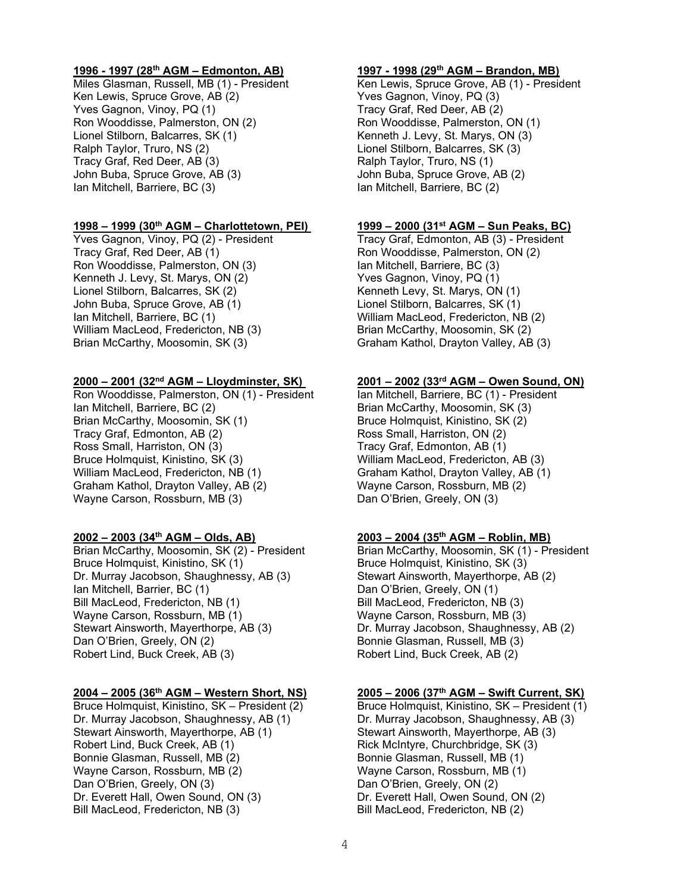**1996 - 1997 (28th AGM – Edmonton, AB)**

Miles Glasman, Russell, MB (1) - President
Ken Lewis, Spruce Grove, AB (2)
Yves Gagnon, Vinoy, PQ (1)
Ron Wooddisse, Palmerston, ON (2)
Lionel Stilborn, Balcarres, SK (1)
Ralph Taylor, Truro, NS (2)
Tracy Graf, Red Deer, AB (3)
John Buba, Spruce Grove, AB (3)
Ian Mitchell, Barriere, BC (3)

**1997 - 1998 (29th AGM – Brandon, MB)**

Ken Lewis, Spruce Grove, AB (1) - President
Yves Gagnon, Vinoy, PQ (3)
Tracy Graf, Red Deer, AB (2)
Ron Wooddisse, Palmerston, ON (1)
Kenneth J. Levy, St. Marys, ON (3)
Lionel Stilborn, Balcarres, SK (3)
Ralph Taylor, Truro, NS (1)
John Buba, Spruce Grove, AB (2)
Ian Mitchell, Barriere, BC (2)

**1998 – 1999 (30th AGM – Charlottetown, PEI)**

Yves Gagnon, Vinoy, PQ (2) - President
Tracy Graf, Red Deer, AB (1)
Ron Wooddisse, Palmerston, ON (3)
Kenneth J. Levy, St. Marys, ON (2)
Lionel Stilborn, Balcarres, SK (2)
John Buba, Spruce Grove, AB (1)
Ian Mitchell, Barriere, BC (1)
William MacLeod, Fredericton, NB (3)
Brian McCarthy, Moosomin, SK (3)

**1999 – 2000 (31st AGM – Sun Peaks, BC)**

Tracy Graf, Edmonton, AB (3) - President
Ron Wooddisse, Palmerston, ON (2)
Ian Mitchell, Barriere, BC (3)
Yves Gagnon, Vinoy, PQ (1)
Kenneth Levy, St. Marys, ON (1)
Lionel Stilborn, Balcarres, SK (1)
William MacLeod, Fredericton, NB (2)
Brian McCarthy, Moosomin, SK (2)
Graham Kathol, Drayton Valley, AB (3)

**2000 – 2001 (32nd AGM – Lloydminster, SK)**

Ron Wooddisse, Palmerston, ON (1) - President
Ian Mitchell, Barriere, BC (2)
Brian McCarthy, Moosomin, SK (1)
Tracy Graf, Edmonton, AB (2)
Ross Small, Harriston, ON (3)
Bruce Holmquist, Kinistino, SK (3)
William MacLeod, Fredericton, NB (1)
Graham Kathol, Drayton Valley, AB (2)
Wayne Carson, Rossburn, MB (3)

**2001 – 2002 (33rd AGM – Owen Sound, ON)**

Ian Mitchell, Barriere, BC (1) - President
Brian McCarthy, Moosomin, SK (3)
Bruce Holmquist, Kinistino, SK (2)
Ross Small, Harriston, ON (2)
Tracy Graf, Edmonton, AB (1)
William MacLeod, Fredericton, AB (3)
Graham Kathol, Drayton Valley, AB (1)
Wayne Carson, Rossburn, MB (2)
Dan O'Brien, Greely, ON (3)

**2002 – 2003 (34th AGM – Olds, AB)**

Brian McCarthy, Moosomin, SK (2) - President
Bruce Holmquist, Kinistino, SK (1)
Dr. Murray Jacobson, Shaughnessy, AB (3)
Ian Mitchell, Barrier, BC (1)
Bill MacLeod, Fredericton, NB (1)
Wayne Carson, Rossburn, MB (1)
Stewart Ainsworth, Mayerthorpe, AB (3)
Dan O'Brien, Greely, ON (2)
Robert Lind, Buck Creek, AB (3)

**2003 – 2004 (35th AGM – Roblin, MB)**

Brian McCarthy, Moosomin, SK (1) - President
Bruce Holmquist, Kinistino, SK (3)
Stewart Ainsworth, Mayerthorpe, AB (2)
Dan O'Brien, Greely, ON (1)
Bill MacLeod, Fredericton, NB (3)
Wayne Carson, Rossburn, MB (3)
Dr. Murray Jacobson, Shaughnessy, AB (2)
Bonnie Glasman, Russell, MB (3)
Robert Lind, Buck Creek, AB (2)

**2004 – 2005 (36th AGM – Western Short, NS)**

Bruce Holmquist, Kinistino, SK – President (2)
Dr. Murray Jacobson, Shaughnessy, AB (1)
Stewart Ainsworth, Mayerthorpe, AB (1)
Robert Lind, Buck Creek, AB (1)
Bonnie Glasman, Russell, MB (2)
Wayne Carson, Rossburn, MB (2)
Dan O'Brien, Greely, ON (3)
Dr. Everett Hall, Owen Sound, ON (3)
Bill MacLeod, Fredericton, NB (3)

**2005 – 2006 (37th AGM – Swift Current, SK)**

Bruce Holmquist, Kinistino, SK – President (1)
Dr. Murray Jacobson, Shaughnessy, AB (3)
Stewart Ainsworth, Mayerthorpe, AB (3)
Rick McIntyre, Churchbridge, SK (3)
Bonnie Glasman, Russell, MB (1)
Wayne Carson, Rossburn, MB (1)
Dan O'Brien, Greely, ON (2)
Dr. Everett Hall, Owen Sound, ON (2)
Bill MacLeod, Fredericton, NB (2)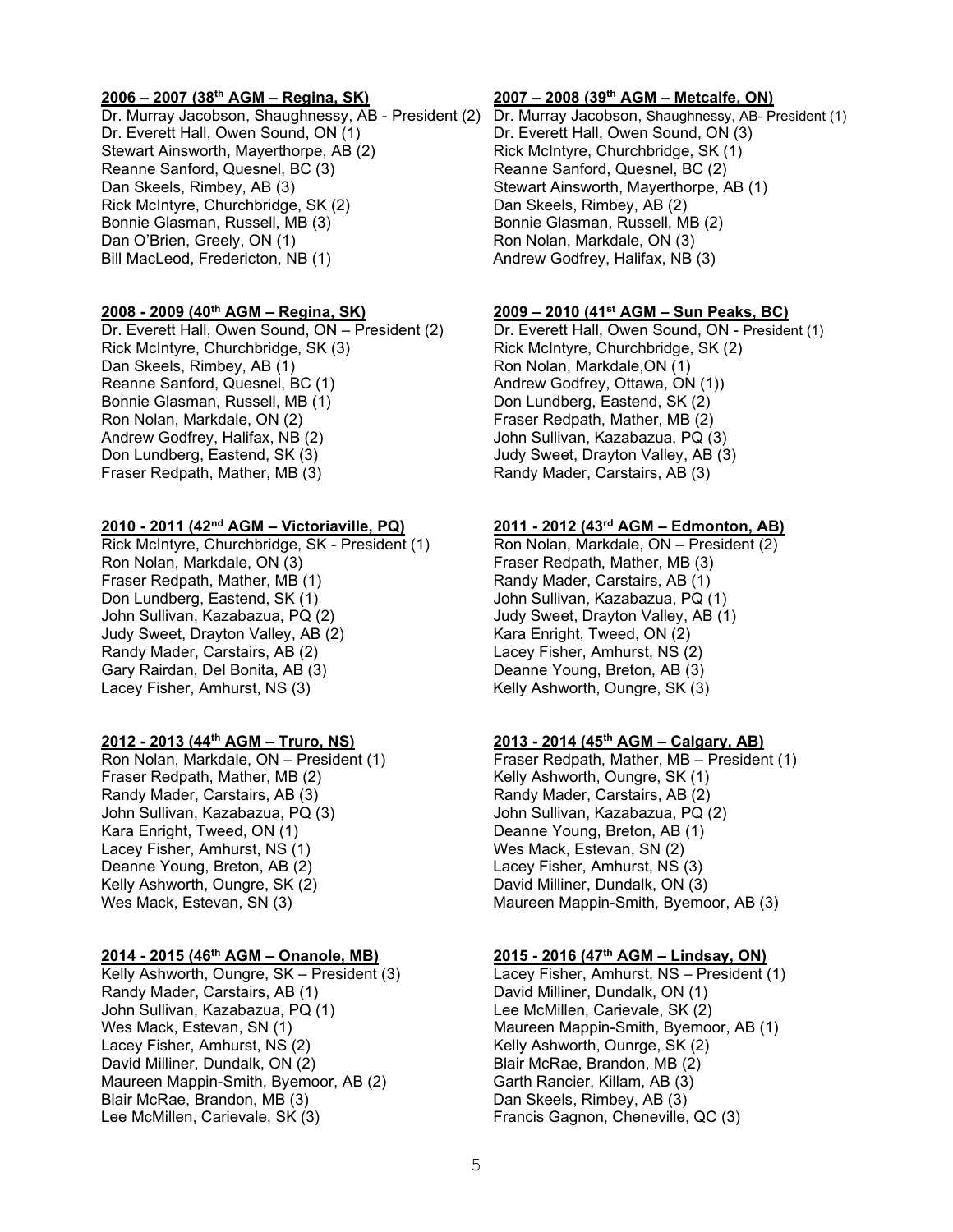**2006 – 2007 (38th AGM – Regina, SK)**

Dr. Murray Jacobson, Shaughnessy, AB - President (2)
Dr. Everett Hall, Owen Sound, ON (1)
Stewart Ainsworth, Mayerthorpe, AB (2)
Reanne Sanford, Quesnel, BC (3)
Dan Skeels, Rimbey, AB (3)
Rick McIntyre, Churchbridge, SK (2)
Bonnie Glasman, Russell, MB (3)
Dan O'Brien, Greely, ON (1)
Bill MacLeod, Fredericton, NB (1)

**2007 – 2008 (39th AGM – Metcalfe, ON)**

Dr. Murray Jacobson, Shaughnessy, AB- President (1)
Dr. Everett Hall, Owen Sound, ON (3)
Rick McIntyre, Churchbridge, SK (1)
Reanne Sanford, Quesnel, BC (2)
Stewart Ainsworth, Mayerthorpe, AB (1)
Dan Skeels, Rimbey, AB (2)
Bonnie Glasman, Russell, MB (2)
Ron Nolan, Markdale, ON (3)
Andrew Godfrey, Halifax, NB (3)

**2008 - 2009 (40th AGM – Regina, SK)**

Dr. Everett Hall, Owen Sound, ON – President (2)
Rick McIntyre, Churchbridge, SK (3)
Dan Skeels, Rimbey, AB (1)
Reanne Sanford, Quesnel, BC (1)
Bonnie Glasman, Russell, MB (1)
Ron Nolan, Markdale, ON (2)
Andrew Godfrey, Halifax, NB (2)
Don Lundberg, Eastend, SK (3)
Fraser Redpath, Mather, MB (3)

**2009 – 2010 (41st AGM – Sun Peaks, BC)**

Dr. Everett Hall, Owen Sound, ON - President (1)
Rick McIntyre, Churchbridge, SK (2)
Ron Nolan, Markdale,ON (1)
Andrew Godfrey, Ottawa, ON (1))
Don Lundberg, Eastend, SK (2)
Fraser Redpath, Mather, MB (2)
John Sullivan, Kazabazua, PQ (3)
Judy Sweet, Drayton Valley, AB (3)
Randy Mader, Carstairs, AB (3)

**2010 - 2011 (42nd AGM – Victoriaville, PQ)**

Rick McIntyre, Churchbridge, SK - President (1)
Ron Nolan, Markdale, ON (3)
Fraser Redpath, Mather, MB (1)
Don Lundberg, Eastend, SK (1)
John Sullivan, Kazabazua, PQ (2)
Judy Sweet, Drayton Valley, AB (2)
Randy Mader, Carstairs, AB (2)
Gary Rairdan, Del Bonita, AB (3)
Lacey Fisher, Amhurst, NS (3)

**2011 - 2012 (43rd AGM – Edmonton, AB)**

Ron Nolan, Markdale, ON – President (2)
Fraser Redpath, Mather, MB (3)
Randy Mader, Carstairs, AB (1)
John Sullivan, Kazabazua, PQ (1)
Judy Sweet, Drayton Valley, AB (1)
Kara Enright, Tweed, ON (2)
Lacey Fisher, Amhurst, NS (2)
Deanne Young, Breton, AB (3)
Kelly Ashworth, Oungre, SK (3)

**2012 - 2013 (44th AGM – Truro, NS)**

Ron Nolan, Markdale, ON – President (1)
Fraser Redpath, Mather, MB (2)
Randy Mader, Carstairs, AB (3)
John Sullivan, Kazabazua, PQ (3)
Kara Enright, Tweed, ON (1)
Lacey Fisher, Amhurst, NS (1)
Deanne Young, Breton, AB (2)
Kelly Ashworth, Oungre, SK (2)
Wes Mack, Estevan, SN (3)

**2013 - 2014 (45th AGM – Calgary, AB)**

Fraser Redpath, Mather, MB – President (1)
Kelly Ashworth, Oungre, SK (1)
Randy Mader, Carstairs, AB (2)
John Sullivan, Kazabazua, PQ (2)
Deanne Young, Breton, AB (1)
Wes Mack, Estevan, SN (2)
Lacey Fisher, Amhurst, NS (3)
David Milliner, Dundalk, ON (3)
Maureen Mappin-Smith, Byemoor, AB (3)

**2014 - 2015 (46th AGM – Onanole, MB)**

Kelly Ashworth, Oungre, SK – President (3)
Randy Mader, Carstairs, AB (1)
John Sullivan, Kazabazua, PQ (1)
Wes Mack, Estevan, SN (1)
Lacey Fisher, Amhurst, NS (2)
David Milliner, Dundalk, ON (2)
Maureen Mappin-Smith, Byemoor, AB (2)
Blair McRae, Brandon, MB (3)
Lee McMillen, Carievale, SK (3)

**2015 - 2016 (47th AGM – Lindsay, ON)**

Lacey Fisher, Amhurst, NS – President (1)
David Milliner, Dundalk, ON (1)
Lee McMillen, Carievale, SK (2)
Maureen Mappin-Smith, Byemoor, AB (1)
Kelly Ashworth, Ounrge, SK (2)
Blair McRae, Brandon, MB (2)
Garth Rancier, Killam, AB (3)
Dan Skeels, Rimbey, AB (3)
Francis Gagnon, Cheneville, QC (3)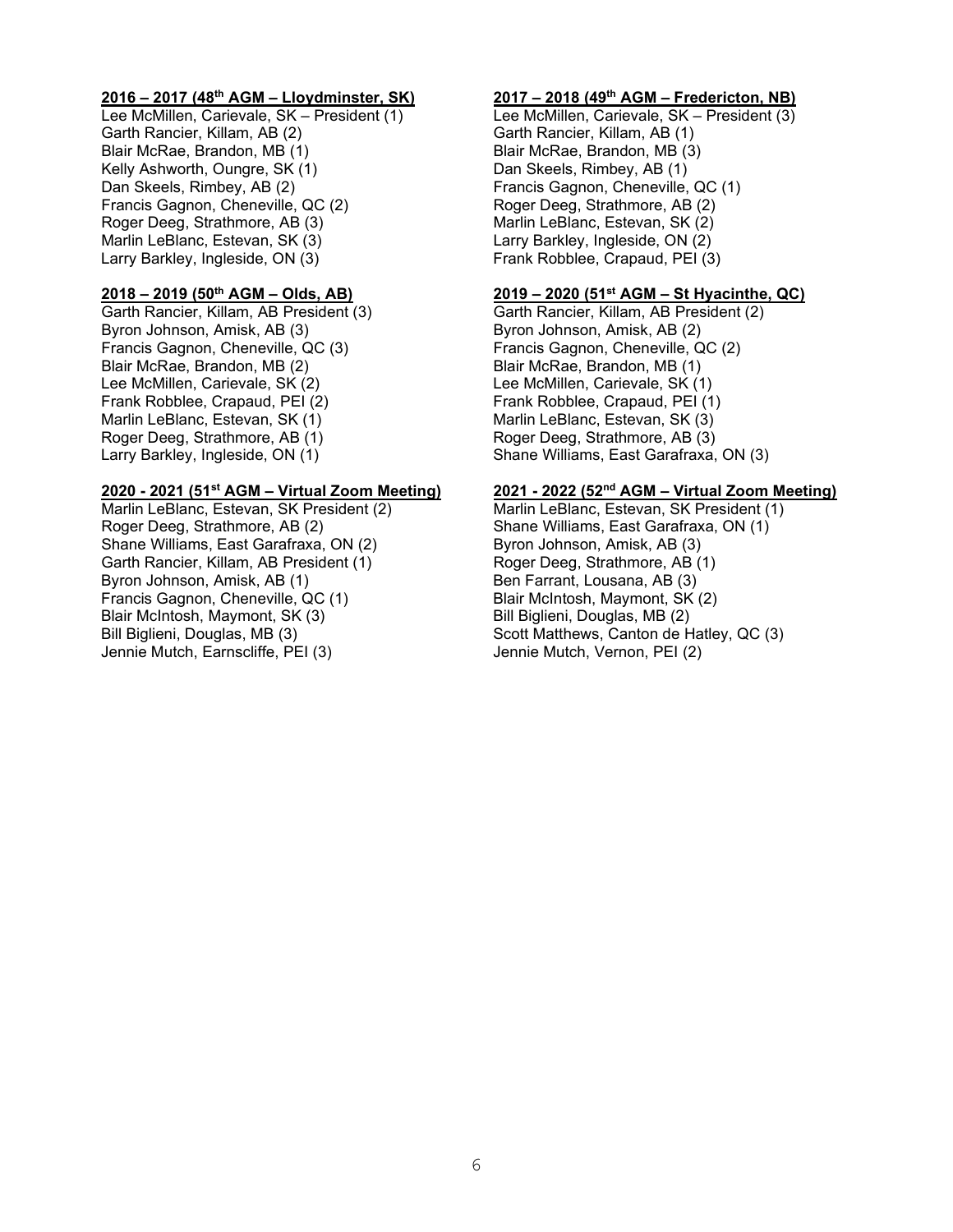**2016 – 2017 (48th AGM – Lloydminster, SK)**

Lee McMillen, Carievale, SK – President (1)
Garth Rancier, Killam, AB (2)
Blair McRae, Brandon, MB (1)
Kelly Ashworth, Oungre, SK (1)
Dan Skeels, Rimbey, AB (2)
Francis Gagnon, Cheneville, QC (2)
Roger Deeg, Strathmore, AB (3)
Marlin LeBlanc, Estevan, SK (3)
Larry Barkley, Ingleside, ON (3)

**2017 – 2018 (49th AGM – Fredericton, NB)**

Lee McMillen, Carievale, SK – President (3)
Garth Rancier, Killam, AB (1)
Blair McRae, Brandon, MB (3)
Dan Skeels, Rimbey, AB (1)
Francis Gagnon, Cheneville, QC (1)
Roger Deeg, Strathmore, AB (2)
Marlin LeBlanc, Estevan, SK (2)
Larry Barkley, Ingleside, ON (2)
Frank Robblee, Crapaud, PEI (3)

**2018 – 2019 (50th AGM – Olds, AB)**

Garth Rancier, Killam, AB President (3)
Byron Johnson, Amisk, AB (3)
Francis Gagnon, Cheneville, QC (3)
Blair McRae, Brandon, MB (2)
Lee McMillen, Carievale, SK (2)
Frank Robblee, Crapaud, PEI (2)
Marlin LeBlanc, Estevan, SK (1)
Roger Deeg, Strathmore, AB (1)
Larry Barkley, Ingleside, ON (1)

**2019 – 2020 (51st AGM – St Hyacinthe, QC)**

Garth Rancier, Killam, AB President (2)
Byron Johnson, Amisk, AB (2)
Francis Gagnon, Cheneville, QC (2)
Blair McRae, Brandon, MB (1)
Lee McMillen, Carievale, SK (1)
Frank Robblee, Crapaud, PEI (1)
Marlin LeBlanc, Estevan, SK (3)
Roger Deeg, Strathmore, AB (3)
Shane Williams, East Garafraxa, ON (3)

**2020 - 2021 (51st AGM – Virtual Zoom Meeting)**

Marlin LeBlanc, Estevan, SK President (2)
Roger Deeg, Strathmore, AB (2)
Shane Williams, East Garafraxa, ON (2)
Garth Rancier, Killam, AB President (1)
Byron Johnson, Amisk, AB (1)
Francis Gagnon, Cheneville, QC (1)
Blair McIntosh, Maymont, SK (3)
Bill Biglieni, Douglas, MB (3)
Jennie Mutch, Earnscliffe, PEI (3)

**2021 - 2022 (52nd AGM – Virtual Zoom Meeting)**

Marlin LeBlanc, Estevan, SK President (1)
Shane Williams, East Garafraxa, ON (1)
Byron Johnson, Amisk, AB (3)
Roger Deeg, Strathmore, AB (1)
Ben Farrant, Lousana, AB (3)
Blair McIntosh, Maymont, SK (2)
Bill Biglieni, Douglas, MB (2)
Scott Matthews, Canton de Hatley, QC (3)
Jennie Mutch, Vernon, PEI (2)